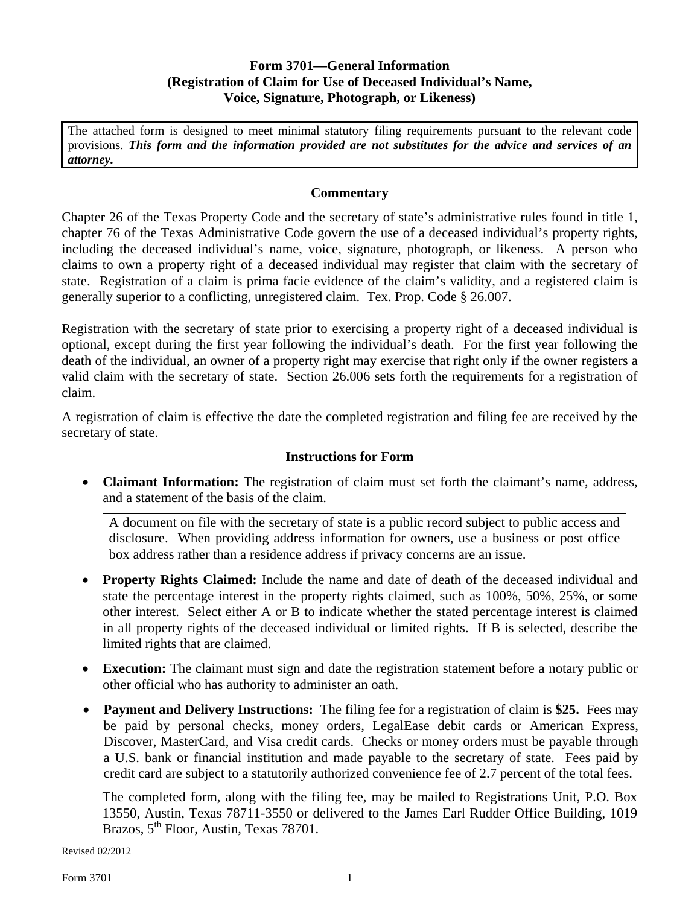# Form 3701—General Information
## (Registration of Claim for Use of Deceased Individual's Name, Voice, Signature, Photograph, or Likeness)

> The attached form is designed to meet minimal statutory filing requirements pursuant to the relevant code provisions. ***This form and the information provided are not substitutes for the advice and services of an attorney.***

### Commentary

Chapter 26 of the Texas Property Code and the secretary of state's administrative rules found in title 1, chapter 76 of the Texas Administrative Code govern the use of a deceased individual's property rights, including the deceased individual's name, voice, signature, photograph, or likeness. A person who claims to own a property right of a deceased individual may register that claim with the secretary of state. Registration of a claim is prima facie evidence of the claim's validity, and a registered claim is generally superior to a conflicting, unregistered claim. Tex. Prop. Code § 26.007.

Registration with the secretary of state prior to exercising a property right of a deceased individual is optional, except during the first year following the individual's death. For the first year following the death of the individual, an owner of a property right may exercise that right only if the owner registers a valid claim with the secretary of state. Section 26.006 sets forth the requirements for a registration of claim.

A registration of claim is effective the date the completed registration and filing fee are received by the secretary of state.

### Instructions for Form

- **Claimant Information:** The registration of claim must set forth the claimant's name, address, and a statement of the basis of the claim.

  > A document on file with the secretary of state is a public record subject to public access and disclosure. When providing address information for owners, use a business or post office box address rather than a residence address if privacy concerns are an issue.

- **Property Rights Claimed:** Include the name and date of death of the deceased individual and state the percentage interest in the property rights claimed, such as 100%, 50%, 25%, or some other interest. Select either A or B to indicate whether the stated percentage interest is claimed in all property rights of the deceased individual or limited rights. If B is selected, describe the limited rights that are claimed.

- **Execution:** The claimant must sign and date the registration statement before a notary public or other official who has authority to administer an oath.

- **Payment and Delivery Instructions:** The filing fee for a registration of claim is **$25.** Fees may be paid by personal checks, money orders, LegalEase debit cards or American Express, Discover, MasterCard, and Visa credit cards. Checks or money orders must be payable through a U.S. bank or financial institution and made payable to the secretary of state. Fees paid by credit card are subject to a statutorily authorized convenience fee of 2.7 percent of the total fees.

  The completed form, along with the filing fee, may be mailed to Registrations Unit, P.O. Box 13550, Austin, Texas 78711-3550 or delivered to the James Earl Rudder Office Building, 1019 Brazos, 5th Floor, Austin, Texas 78701.

Revised 02/2012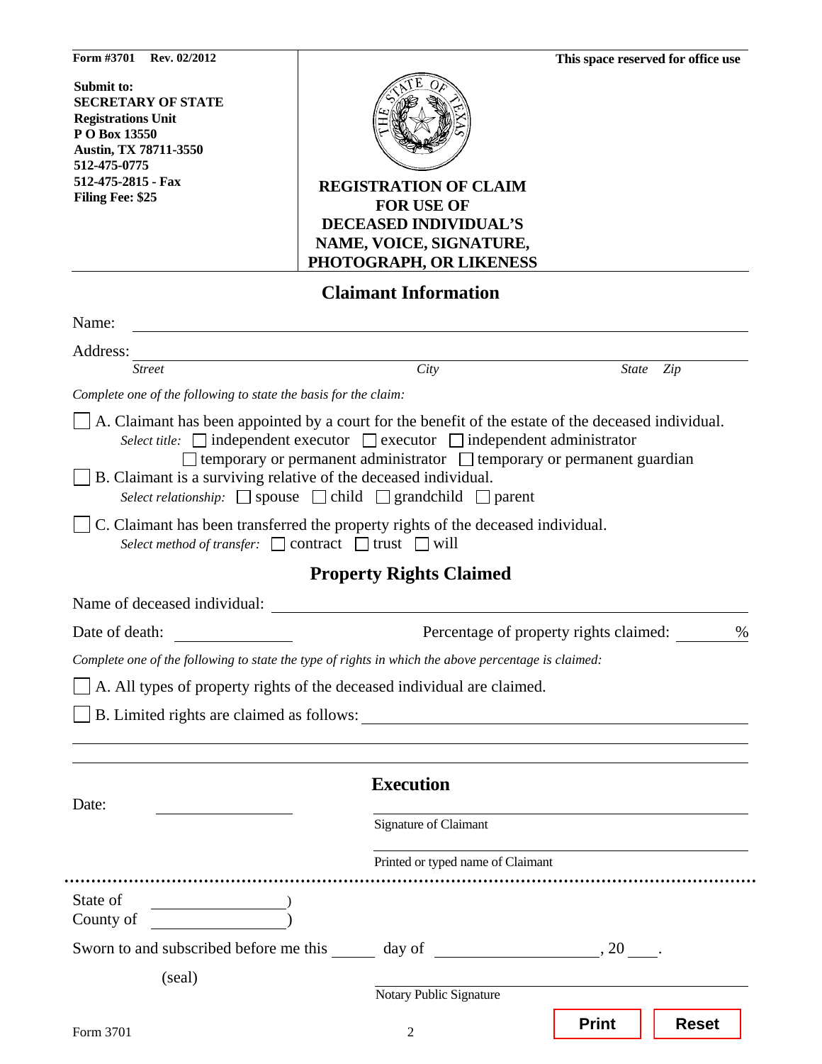Form #3701 Rev. 02/2012

**Submit to:**
**SECRETARY OF STATE**
**Registrations Unit**
**P O Box 13550**
**Austin, TX 78711-3550**
**512-475-0775**
**512-475-2815 - Fax**
**Filing Fee: $25**

**This space reserved for office use**

# REGISTRATION OF CLAIM FOR USE OF DECEASED INDIVIDUAL'S NAME, VOICE, SIGNATURE, PHOTOGRAPH, OR LIKENESS

## Claimant Information

Name: ______________________________

Address: ______________________________
*Street* *City* *State* *Zip*

*Complete one of the following to state the basis for the claim:*

☐ A. Claimant has been appointed by a court for the benefit of the estate of the deceased individual.
*Select title:* ☐ independent executor ☐ executor ☐ independent administrator ☐ temporary or permanent administrator ☐ temporary or permanent guardian

☐ B. Claimant is a surviving relative of the deceased individual.
*Select relationship:* ☐ spouse ☐ child ☐ grandchild ☐ parent

☐ C. Claimant has been transferred the property rights of the deceased individual.
*Select method of transfer:* ☐ contract ☐ trust ☐ will

## Property Rights Claimed

Name of deceased individual: ______________________________

Date of death: ______________ Percentage of property rights claimed: ________ %

*Complete one of the following to state the type of rights in which the above percentage is claimed:*

☐ A. All types of property rights of the deceased individual are claimed.

☐ B. Limited rights are claimed as follows: ______________________________

## Execution

Date: ______________

______________________________
Signature of Claimant

______________________________
Printed or typed name of Claimant

State of ______________ )
County of ______________ )

Sworn to and subscribed before me this ______ day of ______________, 20 ____.

(seal)

______________________________
Notary Public Signature

Form 3701